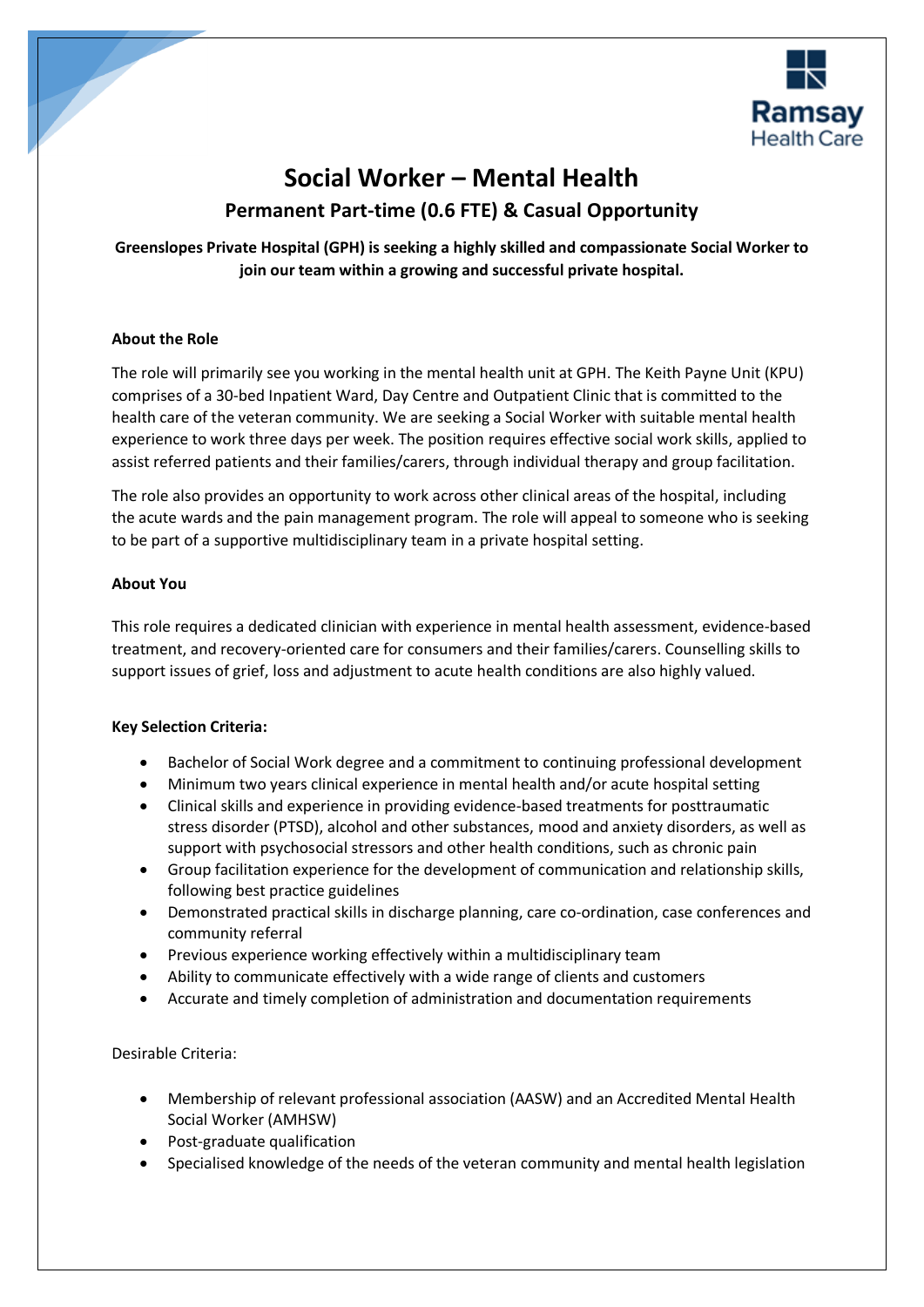Ramsay Health Care

# Social Worker – Mental Health

## Permanent Part-time (0.6 FTE) & Casual Opportunity

**Greenslopes Private Hospital (GPH) is seeking a highly skilled and compassionate Social Worker to join our team within a growing and successful private hospital.**

**About the Role**

The role will primarily see you working in the mental health unit at GPH. The Keith Payne Unit (KPU) comprises of a 30-bed Inpatient Ward, Day Centre and Outpatient Clinic that is committed to the health care of the veteran community. We are seeking a Social Worker with suitable mental health experience to work three days per week. The position requires effective social work skills, applied to assist referred patients and their families/carers, through individual therapy and group facilitation.

The role also provides an opportunity to work across other clinical areas of the hospital, including the acute wards and the pain management program. The role will appeal to someone who is seeking to be part of a supportive multidisciplinary team in a private hospital setting.

**About You**

This role requires a dedicated clinician with experience in mental health assessment, evidence-based treatment, and recovery-oriented care for consumers and their families/carers. Counselling skills to support issues of grief, loss and adjustment to acute health conditions are also highly valued.

**Key Selection Criteria:**

- Bachelor of Social Work degree and a commitment to continuing professional development
- Minimum two years clinical experience in mental health and/or acute hospital setting
- Clinical skills and experience in providing evidence-based treatments for posttraumatic stress disorder (PTSD), alcohol and other substances, mood and anxiety disorders, as well as support with psychosocial stressors and other health conditions, such as chronic pain
- Group facilitation experience for the development of communication and relationship skills, following best practice guidelines
- Demonstrated practical skills in discharge planning, care co-ordination, case conferences and community referral
- Previous experience working effectively within a multidisciplinary team
- Ability to communicate effectively with a wide range of clients and customers
- Accurate and timely completion of administration and documentation requirements

Desirable Criteria:

- Membership of relevant professional association (AASW) and an Accredited Mental Health Social Worker (AMHSW)
- Post-graduate qualification
- Specialised knowledge of the needs of the veteran community and mental health legislation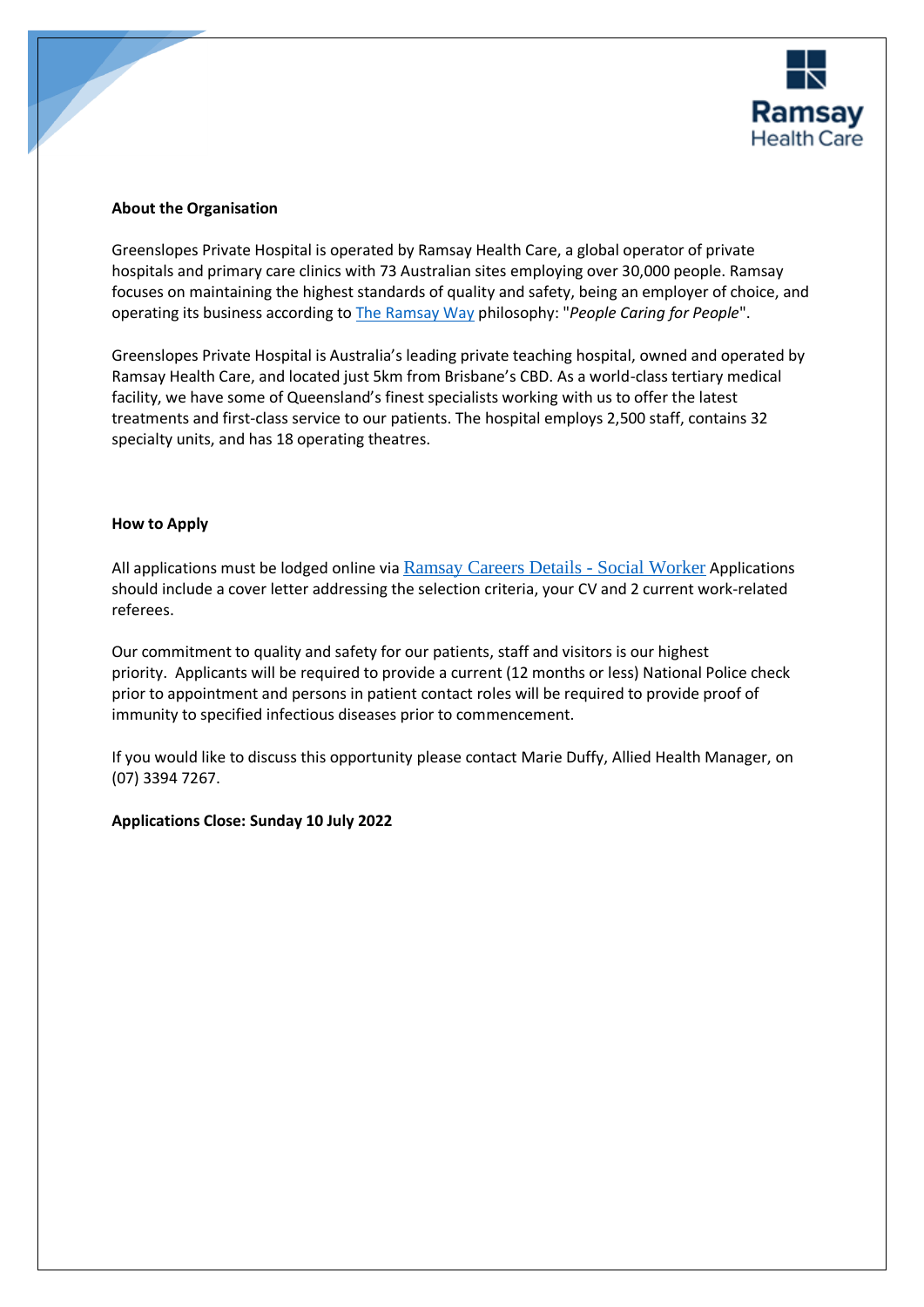**About the Organisation**

Greenslopes Private Hospital is operated by Ramsay Health Care, a global operator of private hospitals and primary care clinics with 73 Australian sites employing over 30,000 people. Ramsay focuses on maintaining the highest standards of quality and safety, being an employer of choice, and operating its business according to The Ramsay Way philosophy: "*People Caring for People*".

Greenslopes Private Hospital is Australia's leading private teaching hospital, owned and operated by Ramsay Health Care, and located just 5km from Brisbane's CBD. As a world-class tertiary medical facility, we have some of Queensland's finest specialists working with us to offer the latest treatments and first-class service to our patients. The hospital employs 2,500 staff, contains 32 specialty units, and has 18 operating theatres.

**How to Apply**

All applications must be lodged online via Ramsay Careers Details - Social Worker Applications should include a cover letter addressing the selection criteria, your CV and 2 current work-related referees.

Our commitment to quality and safety for our patients, staff and visitors is our highest priority. Applicants will be required to provide a current (12 months or less) National Police check prior to appointment and persons in patient contact roles will be required to provide proof of immunity to specified infectious diseases prior to commencement.

If you would like to discuss this opportunity please contact Marie Duffy, Allied Health Manager, on (07) 3394 7267.

**Applications Close: Sunday 10 July 2022**